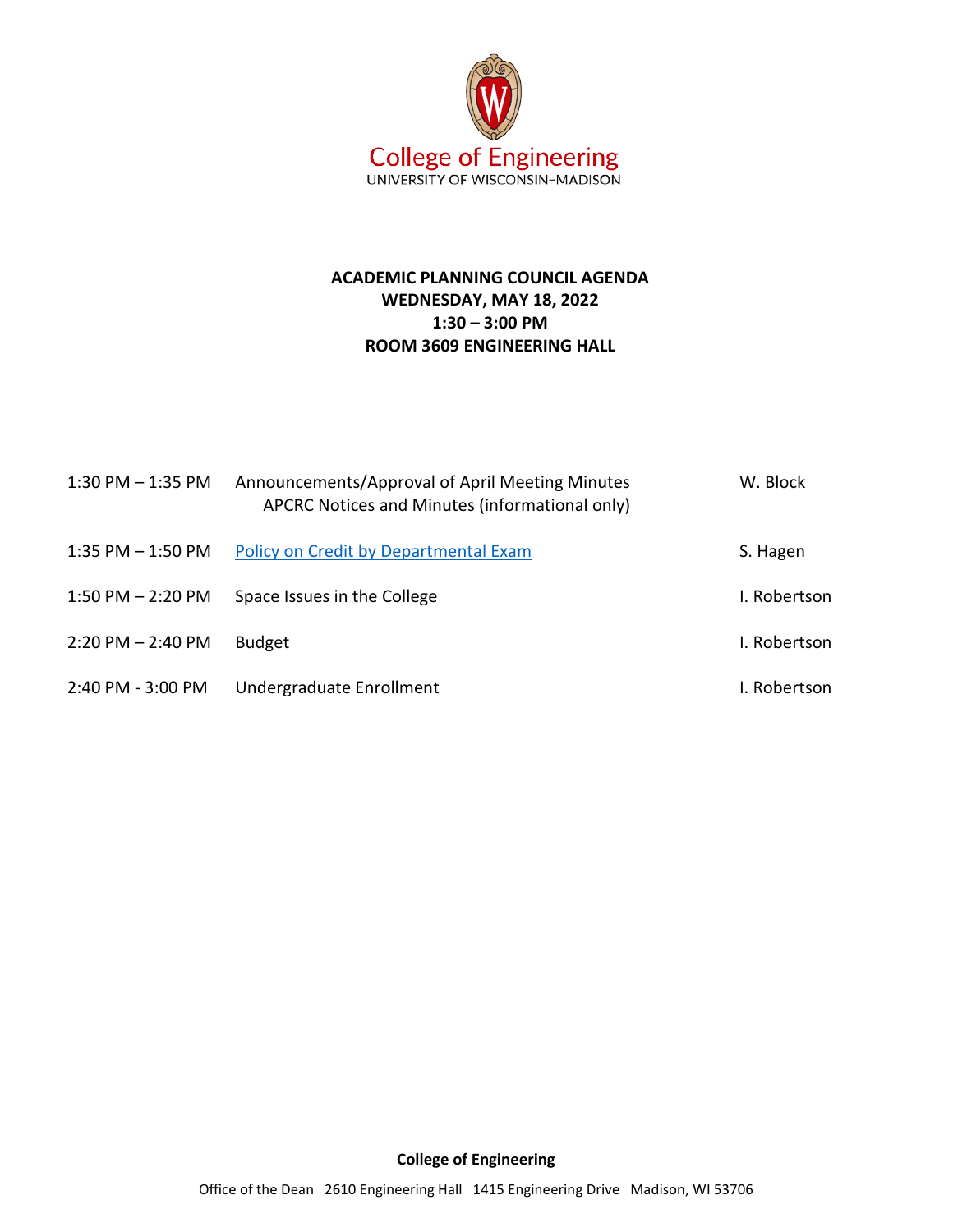College of Engineering
UNIVERSITY OF WISCONSIN–MADISON

**ACADEMIC PLANNING COUNCIL AGENDA**
**WEDNESDAY, MAY 18, 2022**
**1:30 – 3:00 PM**
**ROOM 3609 ENGINEERING HALL**

| | | |
|---|---|---|
| 1:30 PM – 1:35 PM | Announcements/Approval of April Meeting Minutes<br>APCRC Notices and Minutes (informational only) | W. Block |
| 1:35 PM – 1:50 PM | Policy on Credit by Departmental Exam | S. Hagen |
| 1:50 PM – 2:20 PM | Space Issues in the College | I. Robertson |
| 2:20 PM – 2:40 PM | Budget | I. Robertson |
| 2:40 PM - 3:00 PM | Undergraduate Enrollment | I. Robertson |

**College of Engineering**

Office of the Dean 2610 Engineering Hall 1415 Engineering Drive Madison, WI 53706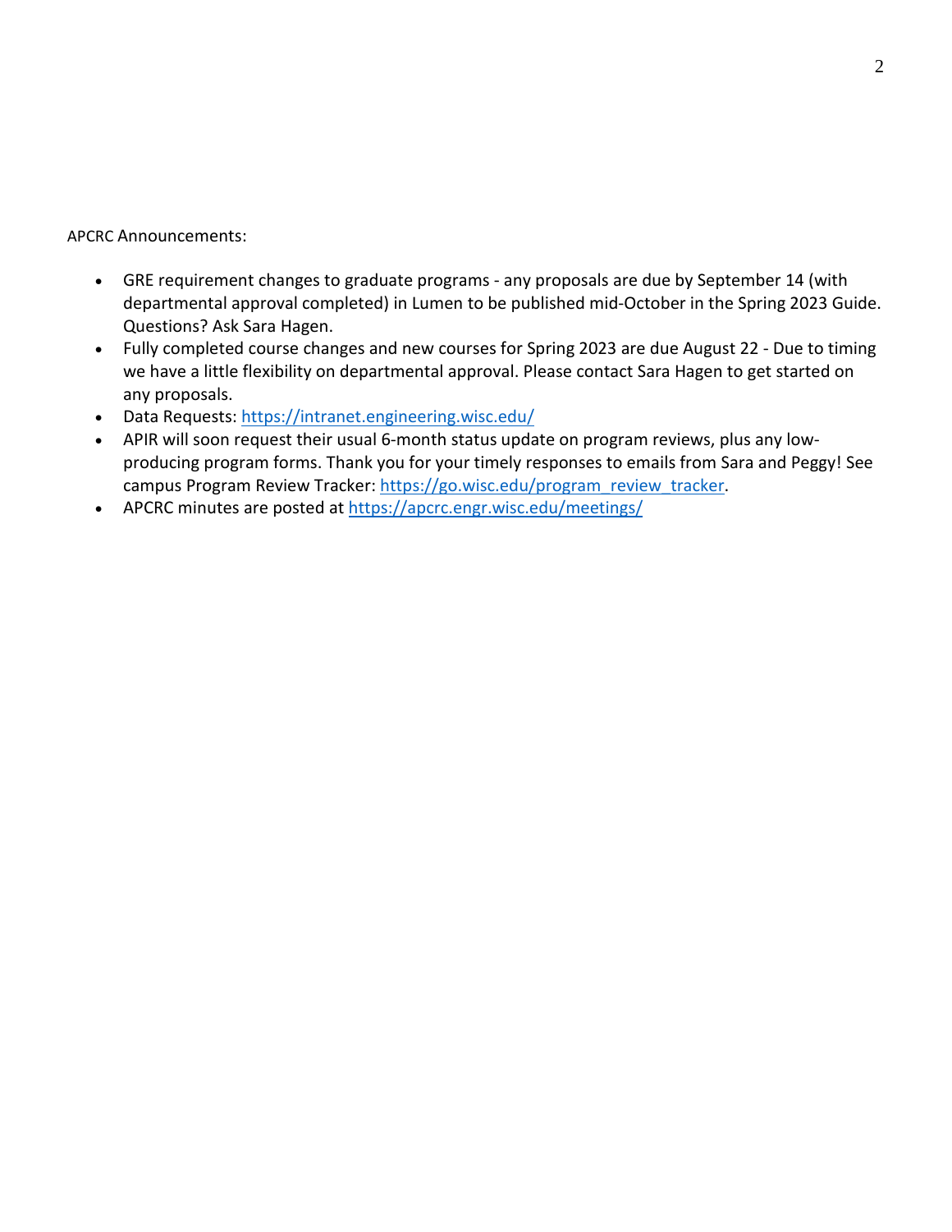APCRC Announcements:

- GRE requirement changes to graduate programs - any proposals are due by September 14 (with departmental approval completed) in Lumen to be published mid-October in the Spring 2023 Guide. Questions? Ask Sara Hagen.
- Fully completed course changes and new courses for Spring 2023 are due August 22 - Due to timing we have a little flexibility on departmental approval. Please contact Sara Hagen to get started on any proposals.
- Data Requests: https://intranet.engineering.wisc.edu/
- APIR will soon request their usual 6-month status update on program reviews, plus any low-producing program forms. Thank you for your timely responses to emails from Sara and Peggy! See campus Program Review Tracker: https://go.wisc.edu/program_review_tracker.
- APCRC minutes are posted at https://apcrc.engr.wisc.edu/meetings/